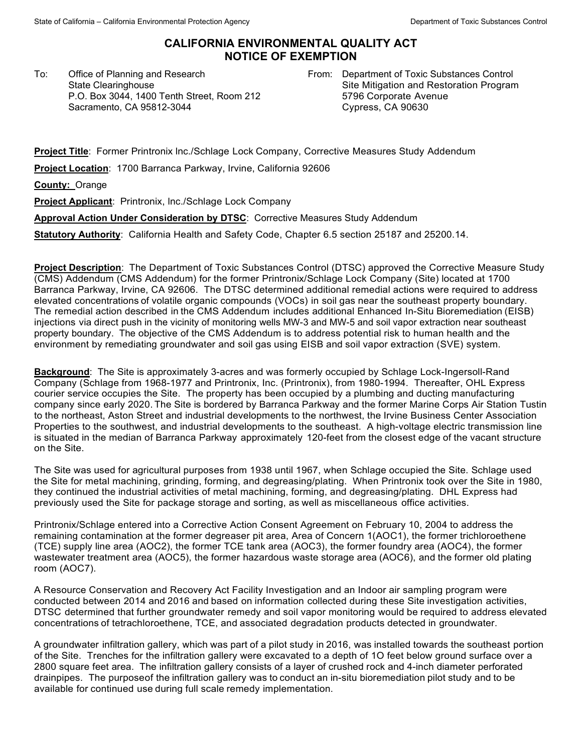# CALIFORNIA ENVIRONMENTAL QUALITY ACT NOTICE OF EXEMPTION

To: Office of Planning and Research
State Clearinghouse
P.O. Box 3044, 1400 Tenth Street, Room 212
Sacramento, CA 95812-3044

From: Department of Toxic Substances Control
Site Mitigation and Restoration Program
5796 Corporate Avenue
Cypress, CA 90630

**Project Title**: Former Printronix Inc./Schlage Lock Company, Corrective Measures Study Addendum

**Project Location**: 1700 Barranca Parkway, Irvine, California 92606

**County:** Orange

**Project Applicant**: Printronix, Inc./Schlage Lock Company

**Approval Action Under Consideration by DTSC**: Corrective Measures Study Addendum

**Statutory Authority**: California Health and Safety Code, Chapter 6.5 section 25187 and 25200.14.

**Project Description**: The Department of Toxic Substances Control (DTSC) approved the Corrective Measure Study (CMS) Addendum (CMS Addendum) for the former Printronix/Schlage Lock Company (Site) located at 1700 Barranca Parkway, Irvine, CA 92606. The DTSC determined additional remedial actions were required to address elevated concentrations of volatile organic compounds (VOCs) in soil gas near the southeast property boundary. The remedial action described in the CMS Addendum includes additional Enhanced In-Situ Bioremediation (EISB) injections via direct push in the vicinity of monitoring wells MW-3 and MW-5 and soil vapor extraction near southeast property boundary. The objective of the CMS Addendum is to address potential risk to human health and the environment by remediating groundwater and soil gas using EISB and soil vapor extraction (SVE) system.

**Background**: The Site is approximately 3-acres and was formerly occupied by Schlage Lock-Ingersoll-Rand Company (Schlage from 1968-1977 and Printronix, Inc. (Printronix), from 1980-1994. Thereafter, OHL Express courier service occupies the Site. The property has been occupied by a plumbing and ducting manufacturing company since early 2020. The Site is bordered by Barranca Parkway and the former Marine Corps Air Station Tustin to the northeast, Aston Street and industrial developments to the northwest, the Irvine Business Center Association Properties to the southwest, and industrial developments to the southeast. A high-voltage electric transmission line is situated in the median of Barranca Parkway approximately 120-feet from the closest edge of the vacant structure on the Site.

The Site was used for agricultural purposes from 1938 until 1967, when Schlage occupied the Site. Schlage used the Site for metal machining, grinding, forming, and degreasing/plating. When Printronix took over the Site in 1980, they continued the industrial activities of metal machining, forming, and degreasing/plating. DHL Express had previously used the Site for package storage and sorting, as well as miscellaneous office activities.

Printronix/Schlage entered into a Corrective Action Consent Agreement on February 10, 2004 to address the remaining contamination at the former degreaser pit area, Area of Concern 1(AOC1), the former trichloroethene (TCE) supply line area (AOC2), the former TCE tank area (AOC3), the former foundry area (AOC4), the former wastewater treatment area (AOC5), the former hazardous waste storage area (AOC6), and the former old plating room (AOC7).

A Resource Conservation and Recovery Act Facility Investigation and an Indoor air sampling program were conducted between 2014 and 2016 and based on information collected during these Site investigation activities, DTSC determined that further groundwater remedy and soil vapor monitoring would be required to address elevated concentrations of tetrachloroethene, TCE, and associated degradation products detected in groundwater.

A groundwater infiltration gallery, which was part of a pilot study in 2016, was installed towards the southeast portion of the Site. Trenches for the infiltration gallery were excavated to a depth of 1O feet below ground surface over a 2800 square feet area. The infiltration gallery consists of a layer of crushed rock and 4-inch diameter perforated drainpipes. The purposeof the infiltration gallery was to conduct an in-situ bioremediation pilot study and to be available for continued use during full scale remedy implementation.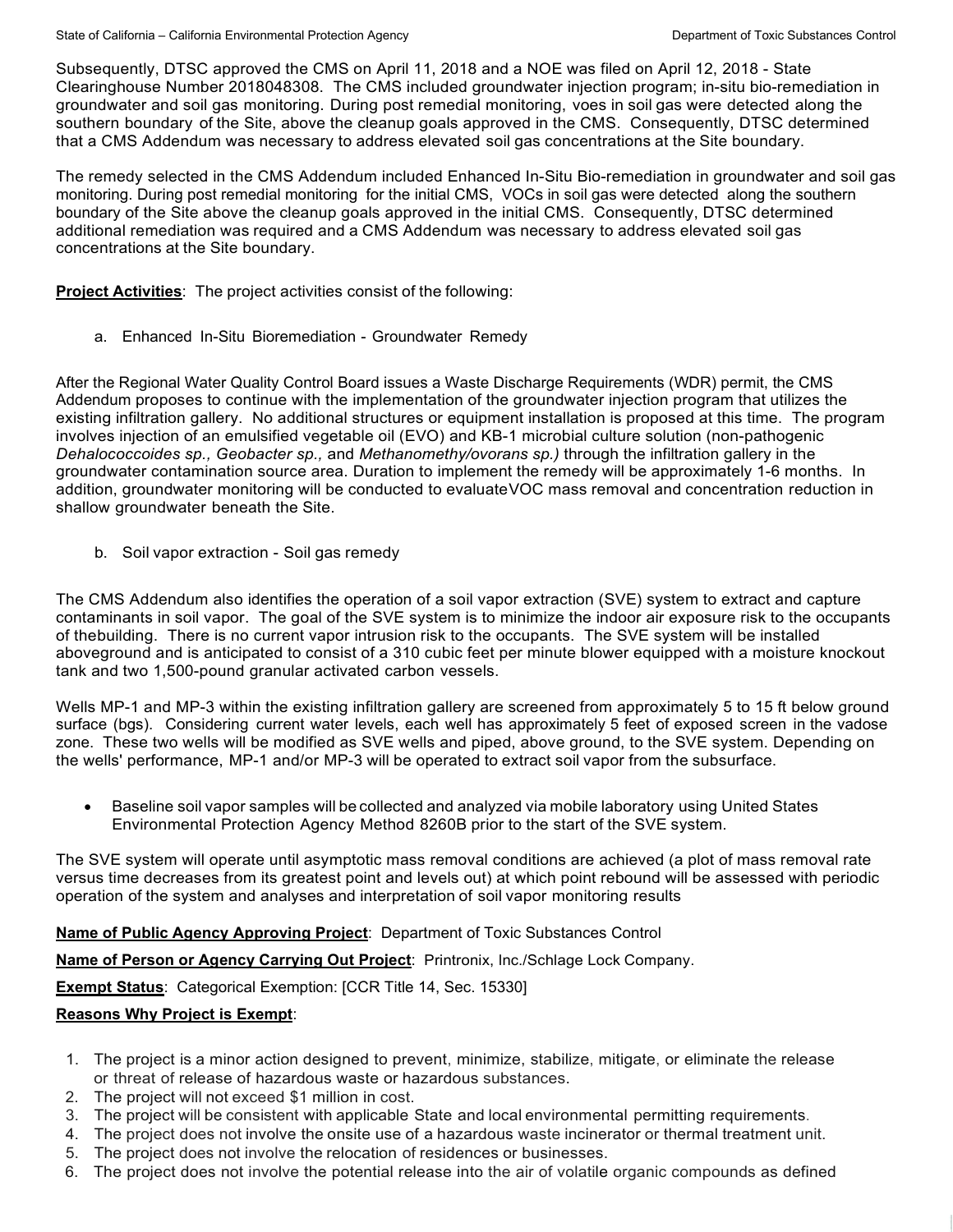Subsequently, DTSC approved the CMS on April 11, 2018 and a NOE was filed on April 12, 2018 - State Clearinghouse Number 2018048308. The CMS included groundwater injection program; in-situ bio-remediation in groundwater and soil gas monitoring. During post remedial monitoring, voes in soil gas were detected along the southern boundary of the Site, above the cleanup goals approved in the CMS. Consequently, DTSC determined that a CMS Addendum was necessary to address elevated soil gas concentrations at the Site boundary.

The remedy selected in the CMS Addendum included Enhanced In-Situ Bio-remediation in groundwater and soil gas monitoring. During post remedial monitoring for the initial CMS, VOCs in soil gas were detected along the southern boundary of the Site above the cleanup goals approved in the initial CMS. Consequently, DTSC determined additional remediation was required and a CMS Addendum was necessary to address elevated soil gas concentrations at the Site boundary.

**Project Activities**: The project activities consist of the following:

a. Enhanced In-Situ Bioremediation - Groundwater Remedy

After the Regional Water Quality Control Board issues a Waste Discharge Requirements (WDR) permit, the CMS Addendum proposes to continue with the implementation of the groundwater injection program that utilizes the existing infiltration gallery. No additional structures or equipment installation is proposed at this time. The program involves injection of an emulsified vegetable oil (EVO) and KB-1 microbial culture solution (non-pathogenic *Dehalococcoides sp., Geobacter sp.,* and *Methanomethy/ovorans sp.)* through the infiltration gallery in the groundwater contamination source area. Duration to implement the remedy will be approximately 1-6 months. In addition, groundwater monitoring will be conducted to evaluateVOC mass removal and concentration reduction in shallow groundwater beneath the Site.

b. Soil vapor extraction - Soil gas remedy

The CMS Addendum also identifies the operation of a soil vapor extraction (SVE) system to extract and capture contaminants in soil vapor. The goal of the SVE system is to minimize the indoor air exposure risk to the occupants of thebuilding. There is no current vapor intrusion risk to the occupants. The SVE system will be installed aboveground and is anticipated to consist of a 310 cubic feet per minute blower equipped with a moisture knockout tank and two 1,500-pound granular activated carbon vessels.

Wells MP-1 and MP-3 within the existing infiltration gallery are screened from approximately 5 to 15 ft below ground surface (bgs). Considering current water levels, each well has approximately 5 feet of exposed screen in the vadose zone. These two wells will be modified as SVE wells and piped, above ground, to the SVE system. Depending on the wells' performance, MP-1 and/or MP-3 will be operated to extract soil vapor from the subsurface.

- Baseline soil vapor samples will be collected and analyzed via mobile laboratory using United States Environmental Protection Agency Method 8260B prior to the start of the SVE system.

The SVE system will operate until asymptotic mass removal conditions are achieved (a plot of mass removal rate versus time decreases from its greatest point and levels out) at which point rebound will be assessed with periodic operation of the system and analyses and interpretation of soil vapor monitoring results

**Name of Public Agency Approving Project**: Department of Toxic Substances Control

**Name of Person or Agency Carrying Out Project**: Printronix, Inc./Schlage Lock Company.

**Exempt Status**: Categorical Exemption: [CCR Title 14, Sec. 15330]

**Reasons Why Project is Exempt**:

1. The project is a minor action designed to prevent, minimize, stabilize, mitigate, or eliminate the release or threat of release of hazardous waste or hazardous substances.
2. The project will not exceed $1 million in cost.
3. The project will be consistent with applicable State and local environmental permitting requirements.
4. The project does not involve the onsite use of a hazardous waste incinerator or thermal treatment unit.
5. The project does not involve the relocation of residences or businesses.
6. The project does not involve the potential release into the air of volatile organic compounds as defined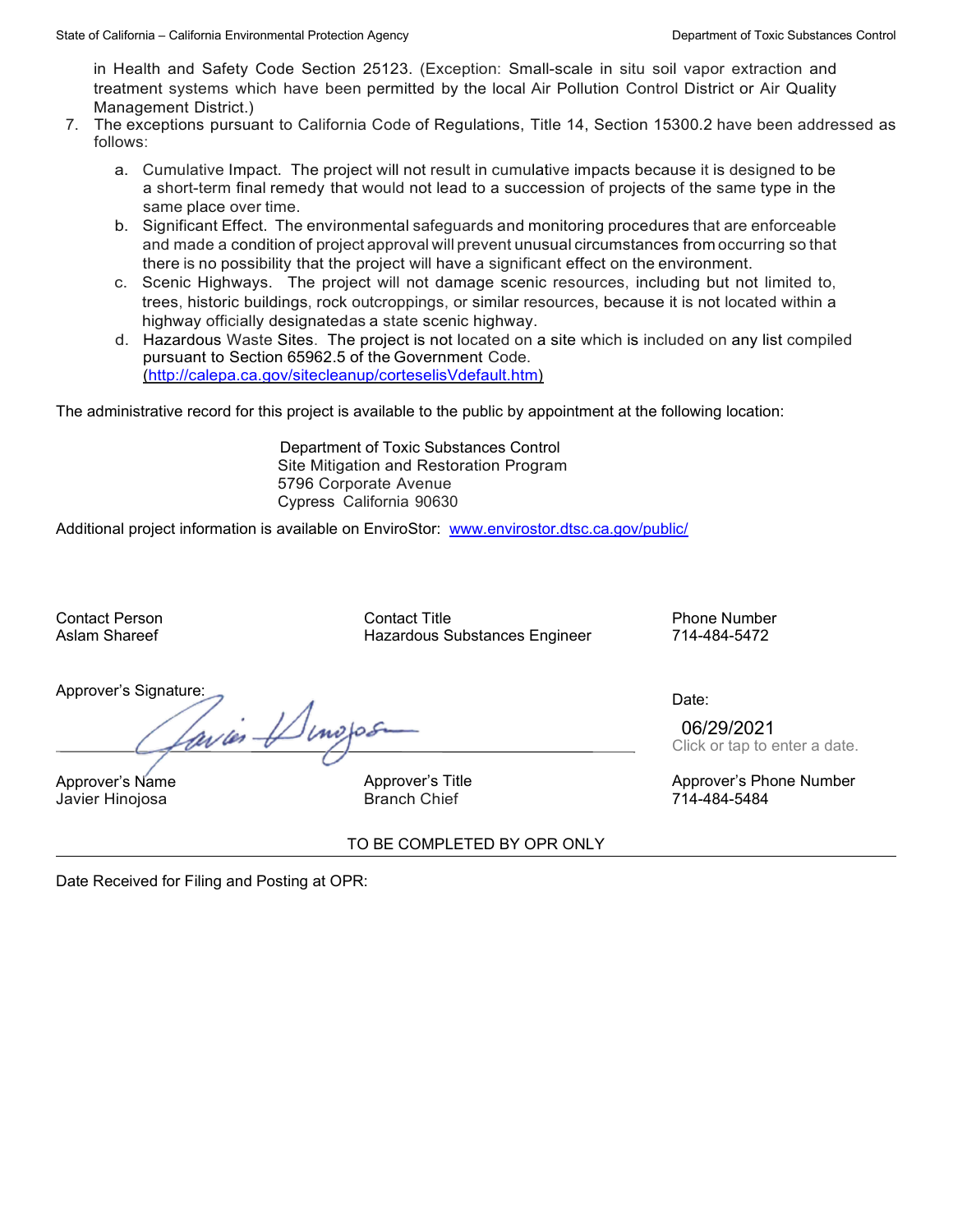in Health and Safety Code Section 25123. (Exception: Small-scale in situ soil vapor extraction and treatment systems which have been permitted by the local Air Pollution Control District or Air Quality Management District.)

7. The exceptions pursuant to California Code of Regulations, Title 14, Section 15300.2 have been addressed as follows:

   a. Cumulative Impact. The project will not result in cumulative impacts because it is designed to be a short-term final remedy that would not lead to a succession of projects of the same type in the same place over time.
   
   b. Significant Effect. The environmental safeguards and monitoring procedures that are enforceable and made a condition of project approval will prevent unusual circumstances from occurring so that there is no possibility that the project will have a significant effect on the environment.
   
   c. Scenic Highways. The project will not damage scenic resources, including but not limited to, trees, historic buildings, rock outcroppings, or similar resources, because it is not located within a highway officially designatedas a state scenic highway.
   
   d. Hazardous Waste Sites. The project is not located on a site which is included on any list compiled pursuant to Section 65962.5 of the Government Code. (http://calepa.ca.gov/sitecleanup/corteselisVdefault.htm)

The administrative record for this project is available to the public by appointment at the following location:

Department of Toxic Substances Control
Site Mitigation and Restoration Program
5796 Corporate Avenue
Cypress California 90630

Additional project information is available on EnviroStor: www.envirostor.dtsc.ca.gov/public/

| Contact Person | Contact Title | Phone Number |
|---|---|---|
| Aslam Shareef | Hazardous Substances Engineer | 714-484-5472 |

Approver's Signature: Javier Hinojosa

Date: 06/29/2021

Click or tap to enter a date.

| Approver's Name | Approver's Title | Approver's Phone Number |
|---|---|---|
| Javier Hinojosa | Branch Chief | 714-484-5484 |

TO BE COMPLETED BY OPR ONLY

Date Received for Filing and Posting at OPR: